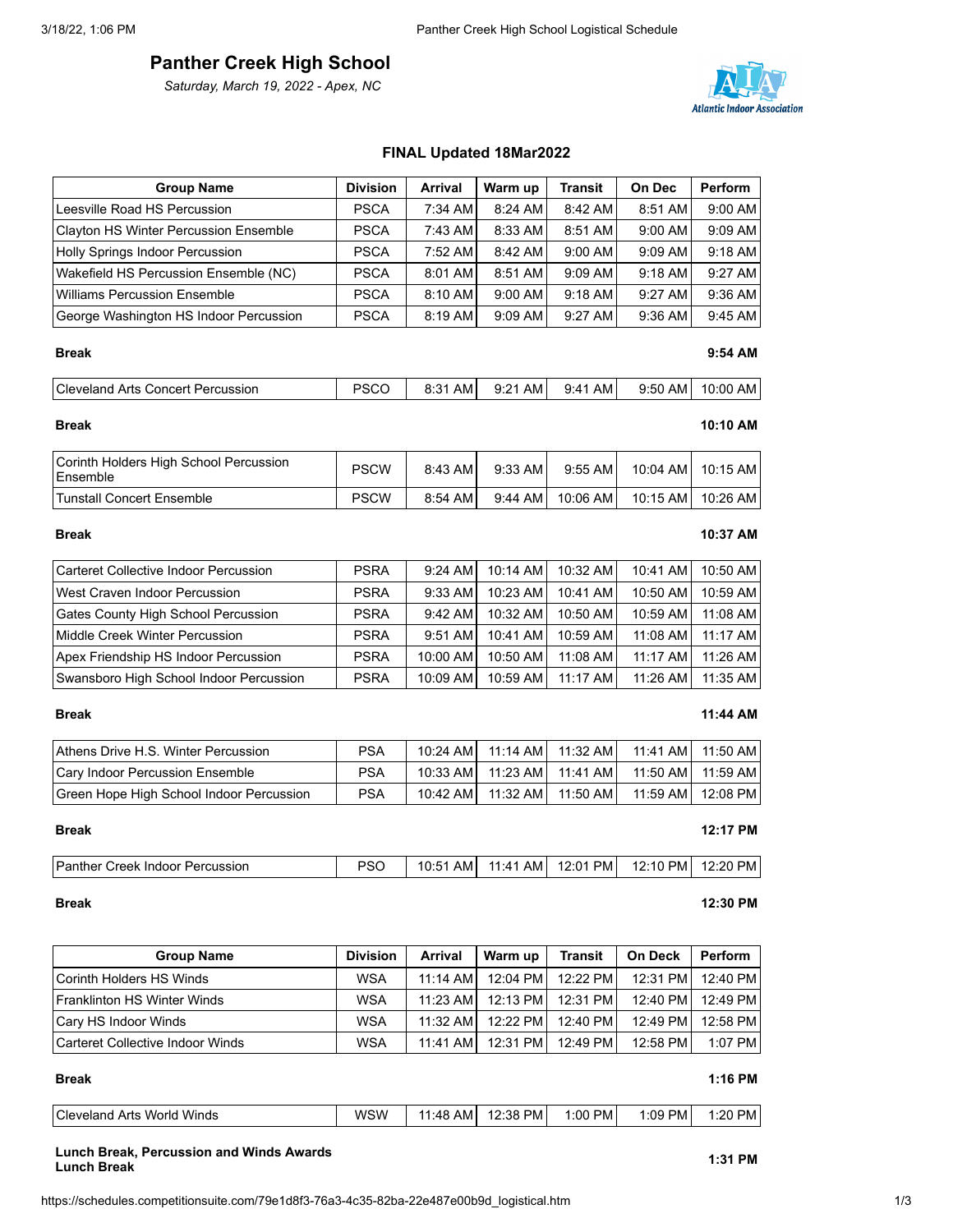# Panther Creek High School

*Saturday, March 19, 2022 - Apex, NC*

Atlantic Indoor Association

## FINAL Updated 18Mar2022

| Group Name | Division | Arrival | Warm up | Transit | On Dec | Perform |
|---|---|---|---|---|---|---|
| Leesville Road HS Percussion | PSCA | 7:34 AM | 8:24 AM | 8:42 AM | 8:51 AM | 9:00 AM |
| Clayton HS Winter Percussion Ensemble | PSCA | 7:43 AM | 8:33 AM | 8:51 AM | 9:00 AM | 9:09 AM |
| Holly Springs Indoor Percussion | PSCA | 7:52 AM | 8:42 AM | 9:00 AM | 9:09 AM | 9:18 AM |
| Wakefield HS Percussion Ensemble (NC) | PSCA | 8:01 AM | 8:51 AM | 9:09 AM | 9:18 AM | 9:27 AM |
| Williams Percussion Ensemble | PSCA | 8:10 AM | 9:00 AM | 9:18 AM | 9:27 AM | 9:36 AM |
| George Washington HS Indoor Percussion | PSCA | 8:19 AM | 9:09 AM | 9:27 AM | 9:36 AM | 9:45 AM |
| **Break** | | | | | | **9:54 AM** |
| Cleveland Arts Concert Percussion | PSCO | 8:31 AM | 9:21 AM | 9:41 AM | 9:50 AM | 10:00 AM |
| **Break** | | | | | | **10:10 AM** |
| Corinth Holders High School Percussion Ensemble | PSCW | 8:43 AM | 9:33 AM | 9:55 AM | 10:04 AM | 10:15 AM |
| Tunstall Concert Ensemble | PSCW | 8:54 AM | 9:44 AM | 10:06 AM | 10:15 AM | 10:26 AM |
| **Break** | | | | | | **10:37 AM** |
| Carteret Collective Indoor Percussion | PSRA | 9:24 AM | 10:14 AM | 10:32 AM | 10:41 AM | 10:50 AM |
| West Craven Indoor Percussion | PSRA | 9:33 AM | 10:23 AM | 10:41 AM | 10:50 AM | 10:59 AM |
| Gates County High School Percussion | PSRA | 9:42 AM | 10:32 AM | 10:50 AM | 10:59 AM | 11:08 AM |
| Middle Creek Winter Percussion | PSRA | 9:51 AM | 10:41 AM | 10:59 AM | 11:08 AM | 11:17 AM |
| Apex Friendship HS Indoor Percussion | PSRA | 10:00 AM | 10:50 AM | 11:08 AM | 11:17 AM | 11:26 AM |
| Swansboro High School Indoor Percussion | PSRA | 10:09 AM | 10:59 AM | 11:17 AM | 11:26 AM | 11:35 AM |
| **Break** | | | | | | **11:44 AM** |
| Athens Drive H.S. Winter Percussion | PSA | 10:24 AM | 11:14 AM | 11:32 AM | 11:41 AM | 11:50 AM |
| Cary Indoor Percussion Ensemble | PSA | 10:33 AM | 11:23 AM | 11:41 AM | 11:50 AM | 11:59 AM |
| Green Hope High School Indoor Percussion | PSA | 10:42 AM | 11:32 AM | 11:50 AM | 11:59 AM | 12:08 PM |
| **Break** | | | | | | **12:17 PM** |
| Panther Creek Indoor Percussion | PSO | 10:51 AM | 11:41 AM | 12:01 PM | 12:10 PM | 12:20 PM |
| **Break** | | | | | | **12:30 PM** |

| Group Name | Division | Arrival | Warm up | Transit | On Deck | Perform |
|---|---|---|---|---|---|---|
| Corinth Holders HS Winds | WSA | 11:14 AM | 12:04 PM | 12:22 PM | 12:31 PM | 12:40 PM |
| Franklinton HS Winter Winds | WSA | 11:23 AM | 12:13 PM | 12:31 PM | 12:40 PM | 12:49 PM |
| Cary HS Indoor Winds | WSA | 11:32 AM | 12:22 PM | 12:40 PM | 12:49 PM | 12:58 PM |
| Carteret Collective Indoor Winds | WSA | 11:41 AM | 12:31 PM | 12:49 PM | 12:58 PM | 1:07 PM |
| **Break** | | | | | | **1:16 PM** |
| Cleveland Arts World Winds | WSW | 11:48 AM | 12:38 PM | 1:00 PM | 1:09 PM | 1:20 PM |
| **Lunch Break, Percussion and Winds Awards Lunch Break** | | | | | | **1:31 PM** |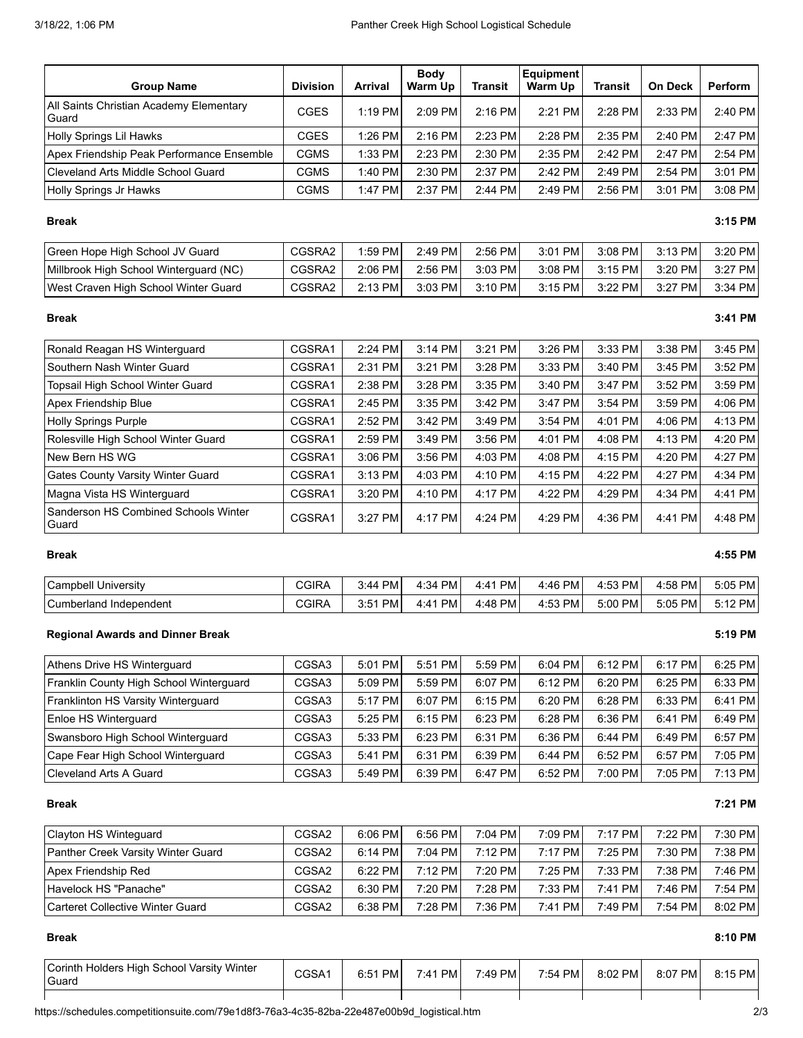| Group Name | Division | Arrival | Body Warm Up | Transit | Equipment Warm Up | Transit | On Deck | Perform |
|---|---|---|---|---|---|---|---|---|
| All Saints Christian Academy Elementary Guard | CGES | 1:19 PM | 2:09 PM | 2:16 PM | 2:21 PM | 2:28 PM | 2:33 PM | 2:40 PM |
| Holly Springs Lil Hawks | CGES | 1:26 PM | 2:16 PM | 2:23 PM | 2:28 PM | 2:35 PM | 2:40 PM | 2:47 PM |
| Apex Friendship Peak Performance Ensemble | CGMS | 1:33 PM | 2:23 PM | 2:30 PM | 2:35 PM | 2:42 PM | 2:47 PM | 2:54 PM |
| Cleveland Arts Middle School Guard | CGMS | 1:40 PM | 2:30 PM | 2:37 PM | 2:42 PM | 2:49 PM | 2:54 PM | 3:01 PM |
| Holly Springs Jr Hawks | CGMS | 1:47 PM | 2:37 PM | 2:44 PM | 2:49 PM | 2:56 PM | 3:01 PM | 3:08 PM |

**Break** **3:15 PM**

| Group Name | Division | Arrival | Body Warm Up | Transit | Equipment Warm Up | Transit | On Deck | Perform |
|---|---|---|---|---|---|---|---|---|
| Green Hope High School JV Guard | CGSRA2 | 1:59 PM | 2:49 PM | 2:56 PM | 3:01 PM | 3:08 PM | 3:13 PM | 3:20 PM |
| Millbrook High School Winterguard (NC) | CGSRA2 | 2:06 PM | 2:56 PM | 3:03 PM | 3:08 PM | 3:15 PM | 3:20 PM | 3:27 PM |
| West Craven High School Winter Guard | CGSRA2 | 2:13 PM | 3:03 PM | 3:10 PM | 3:15 PM | 3:22 PM | 3:27 PM | 3:34 PM |

**Break** **3:41 PM**

| Group Name | Division | Arrival | Body Warm Up | Transit | Equipment Warm Up | Transit | On Deck | Perform |
|---|---|---|---|---|---|---|---|---|
| Ronald Reagan HS Winterguard | CGSRA1 | 2:24 PM | 3:14 PM | 3:21 PM | 3:26 PM | 3:33 PM | 3:38 PM | 3:45 PM |
| Southern Nash Winter Guard | CGSRA1 | 2:31 PM | 3:21 PM | 3:28 PM | 3:33 PM | 3:40 PM | 3:45 PM | 3:52 PM |
| Topsail High School Winter Guard | CGSRA1 | 2:38 PM | 3:28 PM | 3:35 PM | 3:40 PM | 3:47 PM | 3:52 PM | 3:59 PM |
| Apex Friendship Blue | CGSRA1 | 2:45 PM | 3:35 PM | 3:42 PM | 3:47 PM | 3:54 PM | 3:59 PM | 4:06 PM |
| Holly Springs Purple | CGSRA1 | 2:52 PM | 3:42 PM | 3:49 PM | 3:54 PM | 4:01 PM | 4:06 PM | 4:13 PM |
| Rolesville High School Winter Guard | CGSRA1 | 2:59 PM | 3:49 PM | 3:56 PM | 4:01 PM | 4:08 PM | 4:13 PM | 4:20 PM |
| New Bern HS WG | CGSRA1 | 3:06 PM | 3:56 PM | 4:03 PM | 4:08 PM | 4:15 PM | 4:20 PM | 4:27 PM |
| Gates County Varsity Winter Guard | CGSRA1 | 3:13 PM | 4:03 PM | 4:10 PM | 4:15 PM | 4:22 PM | 4:27 PM | 4:34 PM |
| Magna Vista HS Winterguard | CGSRA1 | 3:20 PM | 4:10 PM | 4:17 PM | 4:22 PM | 4:29 PM | 4:34 PM | 4:41 PM |
| Sanderson HS Combined Schools Winter Guard | CGSRA1 | 3:27 PM | 4:17 PM | 4:24 PM | 4:29 PM | 4:36 PM | 4:41 PM | 4:48 PM |

**Break** **4:55 PM**

| Group Name | Division | Arrival | Body Warm Up | Transit | Equipment Warm Up | Transit | On Deck | Perform |
|---|---|---|---|---|---|---|---|---|
| Campbell University | CGIRA | 3:44 PM | 4:34 PM | 4:41 PM | 4:46 PM | 4:53 PM | 4:58 PM | 5:05 PM |
| Cumberland Independent | CGIRA | 3:51 PM | 4:41 PM | 4:48 PM | 4:53 PM | 5:00 PM | 5:05 PM | 5:12 PM |

**Regional Awards and Dinner Break** **5:19 PM**

| Group Name | Division | Arrival | Body Warm Up | Transit | Equipment Warm Up | Transit | On Deck | Perform |
|---|---|---|---|---|---|---|---|---|
| Athens Drive HS Winterguard | CGSA3 | 5:01 PM | 5:51 PM | 5:59 PM | 6:04 PM | 6:12 PM | 6:17 PM | 6:25 PM |
| Franklin County High School Winterguard | CGSA3 | 5:09 PM | 5:59 PM | 6:07 PM | 6:12 PM | 6:20 PM | 6:25 PM | 6:33 PM |
| Franklinton HS Varsity Winterguard | CGSA3 | 5:17 PM | 6:07 PM | 6:15 PM | 6:20 PM | 6:28 PM | 6:33 PM | 6:41 PM |
| Enloe HS Winterguard | CGSA3 | 5:25 PM | 6:15 PM | 6:23 PM | 6:28 PM | 6:36 PM | 6:41 PM | 6:49 PM |
| Swansboro High School Winterguard | CGSA3 | 5:33 PM | 6:23 PM | 6:31 PM | 6:36 PM | 6:44 PM | 6:49 PM | 6:57 PM |
| Cape Fear High School Winterguard | CGSA3 | 5:41 PM | 6:31 PM | 6:39 PM | 6:44 PM | 6:52 PM | 6:57 PM | 7:05 PM |
| Cleveland Arts A Guard | CGSA3 | 5:49 PM | 6:39 PM | 6:47 PM | 6:52 PM | 7:00 PM | 7:05 PM | 7:13 PM |

**Break** **7:21 PM**

| Group Name | Division | Arrival | Body Warm Up | Transit | Equipment Warm Up | Transit | On Deck | Perform |
|---|---|---|---|---|---|---|---|---|
| Clayton HS Winteguard | CGSA2 | 6:06 PM | 6:56 PM | 7:04 PM | 7:09 PM | 7:17 PM | 7:22 PM | 7:30 PM |
| Panther Creek Varsity Winter Guard | CGSA2 | 6:14 PM | 7:04 PM | 7:12 PM | 7:17 PM | 7:25 PM | 7:30 PM | 7:38 PM |
| Apex Friendship Red | CGSA2 | 6:22 PM | 7:12 PM | 7:20 PM | 7:25 PM | 7:33 PM | 7:38 PM | 7:46 PM |
| Havelock HS "Panache" | CGSA2 | 6:30 PM | 7:20 PM | 7:28 PM | 7:33 PM | 7:41 PM | 7:46 PM | 7:54 PM |
| Carteret Collective Winter Guard | CGSA2 | 6:38 PM | 7:28 PM | 7:36 PM | 7:41 PM | 7:49 PM | 7:54 PM | 8:02 PM |

**Break** **8:10 PM**

| Group Name | Division | Arrival | Body Warm Up | Transit | Equipment Warm Up | Transit | On Deck | Perform |
|---|---|---|---|---|---|---|---|---|
| Corinth Holders High School Varsity Winter Guard | CGSA1 | 6:51 PM | 7:41 PM | 7:49 PM | 7:54 PM | 8:02 PM | 8:07 PM | 8:15 PM |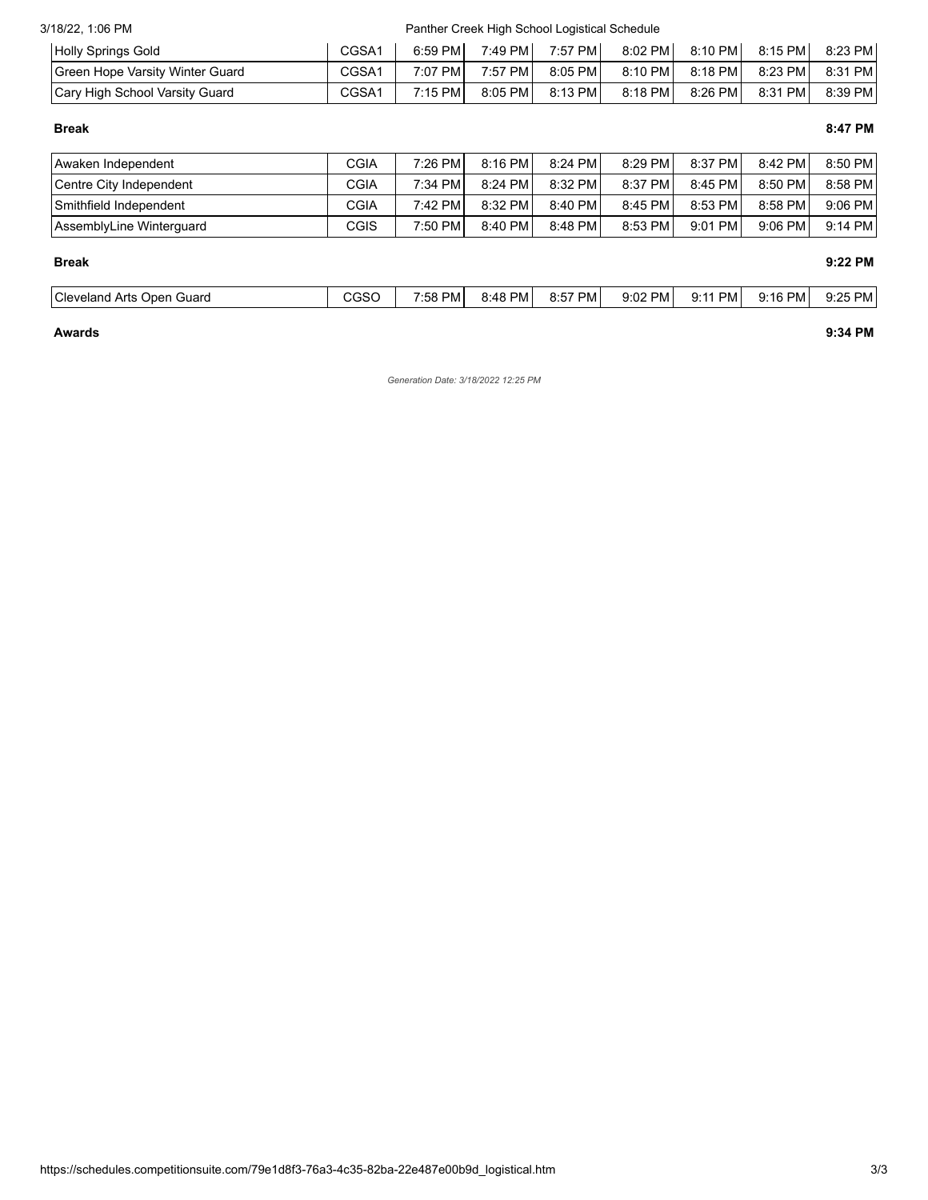| | | | | | | | | |
|---|---|---|---|---|---|---|---|---|
| Holly Springs Gold | CGSA1 | 6:59 PM | 7:49 PM | 7:57 PM | 8:02 PM | 8:10 PM | 8:15 PM | 8:23 PM |
| Green Hope Varsity Winter Guard | CGSA1 | 7:07 PM | 7:57 PM | 8:05 PM | 8:10 PM | 8:18 PM | 8:23 PM | 8:31 PM |
| Cary High School Varsity Guard | CGSA1 | 7:15 PM | 8:05 PM | 8:13 PM | 8:18 PM | 8:26 PM | 8:31 PM | 8:39 PM |

**Break** **8:47 PM**

| | | | | | | | | |
|---|---|---|---|---|---|---|---|---|
| Awaken Independent | CGIA | 7:26 PM | 8:16 PM | 8:24 PM | 8:29 PM | 8:37 PM | 8:42 PM | 8:50 PM |
| Centre City Independent | CGIA | 7:34 PM | 8:24 PM | 8:32 PM | 8:37 PM | 8:45 PM | 8:50 PM | 8:58 PM |
| Smithfield Independent | CGIA | 7:42 PM | 8:32 PM | 8:40 PM | 8:45 PM | 8:53 PM | 8:58 PM | 9:06 PM |
| AssemblyLine Winterguard | CGIS | 7:50 PM | 8:40 PM | 8:48 PM | 8:53 PM | 9:01 PM | 9:06 PM | 9:14 PM |

**Break** **9:22 PM**

| | | | | | | | | |
|---|---|---|---|---|---|---|---|---|
| Cleveland Arts Open Guard | CGSO | 7:58 PM | 8:48 PM | 8:57 PM | 9:02 PM | 9:11 PM | 9:16 PM | 9:25 PM |

**Awards** **9:34 PM**

*Generation Date: 3/18/2022 12:25 PM*